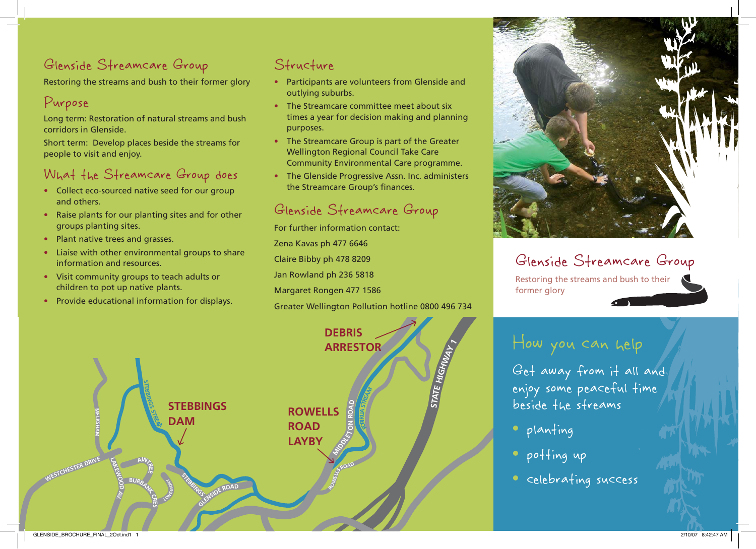## Glenside Streamcare Group

Restoring the streams and bush to their former glory

## Purpose

Long term: Restoration of natural streams and bush corridors in Glenside.

Short term: Develop places beside the streams for people to visit and enjoy.

## What the Streamcare Group does

- Collect eco-sourced native seed for our group and others.
- Raise plants for our planting sites and for other groups planting sites.
- Plant native trees and grasses.
- Liaise with other environmental groups to share information and resources.
- Visit community groups to teach adults or children to pot up native plants.
- Provide educational information for displays.

## Structure

- Participants are volunteers from Glenside and outlying suburbs.
- The Streamcare committee meet about six times a year for decision making and planning purposes.
- The Streamcare Group is part of the Greater Wellington Regional Council Take Care Community Environmental Care programme.
- The Glenside Progressive Assn. Inc. administers the Streamcare Group's finances.

## Glenside Streamcare Group

For further information contact:

Zena Kavas ph 477 6646

Claire Bibby ph 478 8209

Jan Rowland ph 236 5818

Margaret Rongen 477 1586

Greater Wellington Pollution hotline 0800 496 734

**DEBRIS ARRESTOR**

**STEBBINGS DAM**

**ROWELLS ROAD LAYBY**

STEBBINGS STREAM, MELKSHAM, WESTCHESTER DRIVE, LAKEWOOD AV, AINTREE, BURBANK CRES, LONGWOOD, STEBBINGS, GLENSIDE ROAD, MIDDLETON ROAD, PORIRUA STREAM, ROWELLS ROAD, STATE HIGHWAY 1

## Glenside Streamcare Group

Restoring the streams and bush to their former glory

## How you can help

Get away from it all and enjoy some peaceful time beside the streams

- planting
- potting up
- celebrating success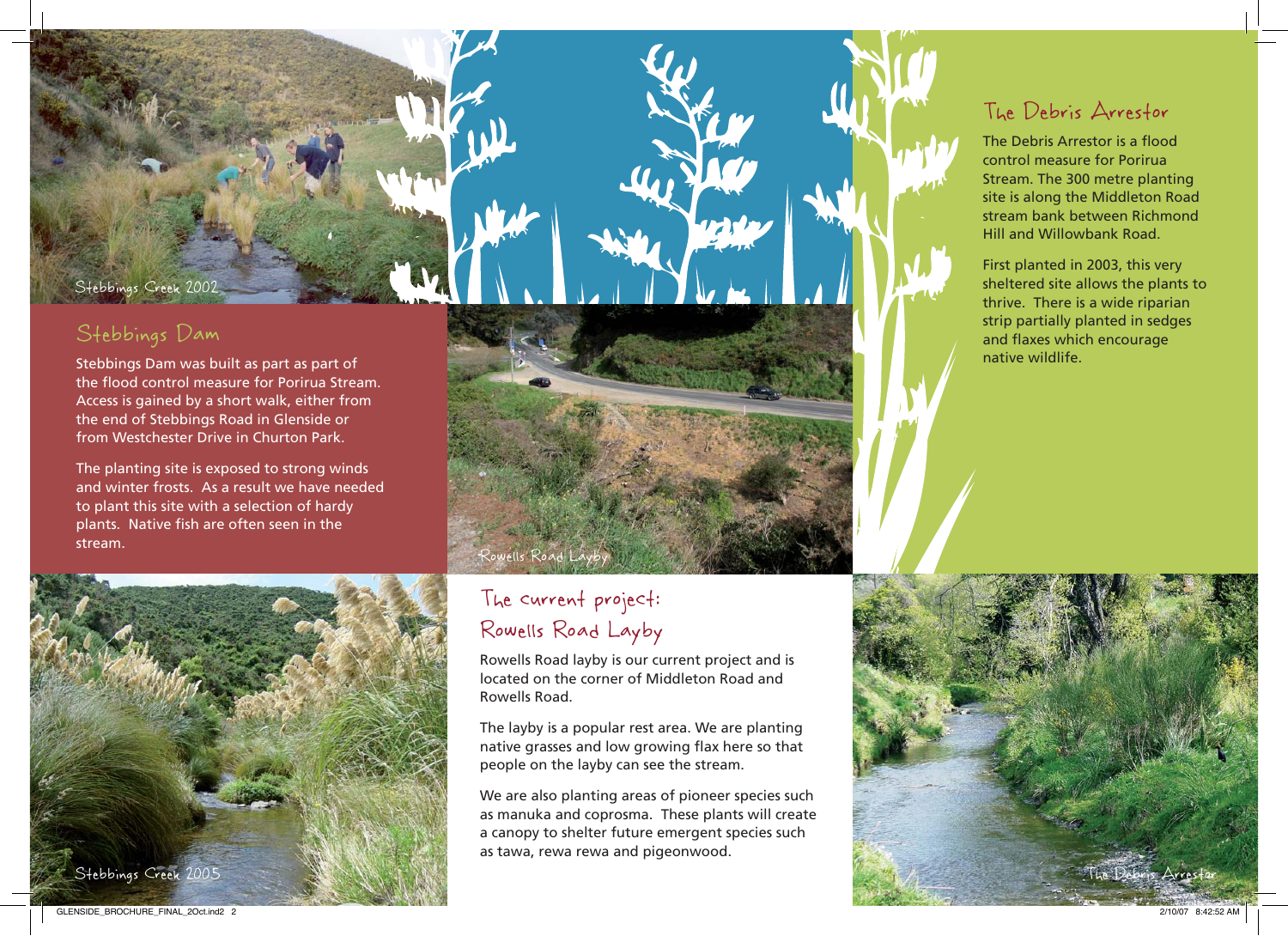Stebbings Creek 2002

## Stebbings Dam

Stebbings Dam was built as part as part of the flood control measure for Porirua Stream. Access is gained by a short walk, either from the end of Stebbings Road in Glenside or from Westchester Drive in Churton Park.

The planting site is exposed to strong winds and winter frosts. As a result we have needed to plant this site with a selection of hardy plants. Native fish are often seen in the stream.

Stebbings Creek 2005

Rowells Road Layby

## The current project: Rowells Road Layby

Rowells Road layby is our current project and is located on the corner of Middleton Road and Rowells Road.

The layby is a popular rest area. We are planting native grasses and low growing flax here so that people on the layby can see the stream.

We are also planting areas of pioneer species such as manuka and coprosma. These plants will create a canopy to shelter future emergent species such as tawa, rewa rewa and pigeonwood.

## The Debris Arrestor

The Debris Arrestor is a flood control measure for Porirua Stream. The 300 metre planting site is along the Middleton Road stream bank between Richmond Hill and Willowbank Road.

First planted in 2003, this very sheltered site allows the plants to thrive. There is a wide riparian strip partially planted in sedges and flaxes which encourage native wildlife.

The Debris Arrestor